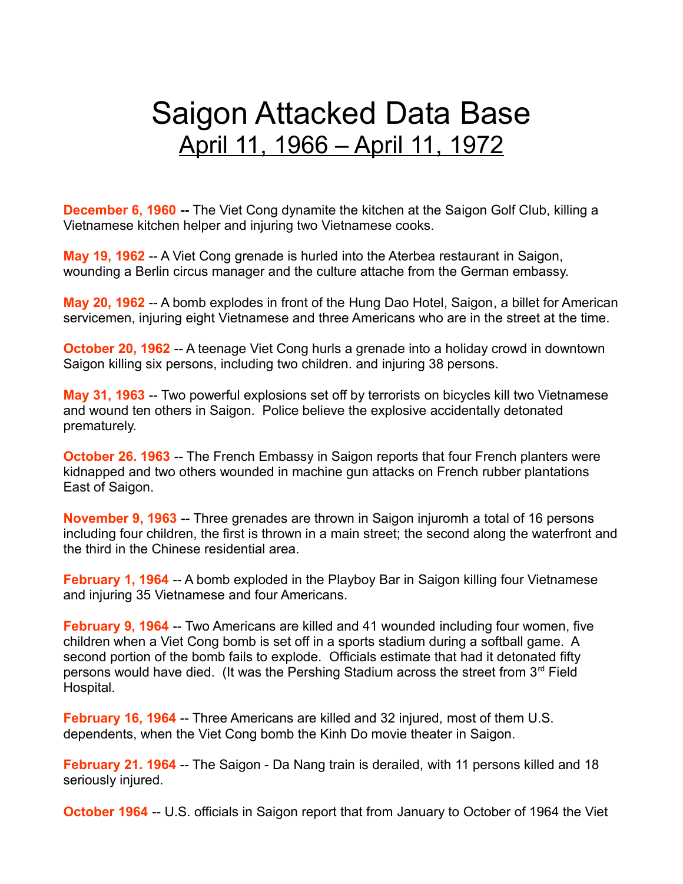# Saigon Attacked Data Base

## April 11, 1966 – April 11, 1972

**December 6, 1960 --** The Viet Cong dynamite the kitchen at the Saigon Golf Club, killing a Vietnamese kitchen helper and injuring two Vietnamese cooks.

**May 19, 1962** -- A Viet Cong grenade is hurled into the Aterbea restaurant in Saigon, wounding a Berlin circus manager and the culture attache from the German embassy.

**May 20, 1962** -- A bomb explodes in front of the Hung Dao Hotel, Saigon, a billet for American servicemen, injuring eight Vietnamese and three Americans who are in the street at the time.

**October 20, 1962** -- A teenage Viet Cong hurls a grenade into a holiday crowd in downtown Saigon killing six persons, including two children. and injuring 38 persons.

**May 31, 1963** -- Two powerful explosions set off by terrorists on bicycles kill two Vietnamese and wound ten others in Saigon. Police believe the explosive accidentally detonated prematurely.

**October 26. 1963** -- The French Embassy in Saigon reports that four French planters were kidnapped and two others wounded in machine gun attacks on French rubber plantations East of Saigon.

**November 9, 1963** -- Three grenades are thrown in Saigon injuromh a total of 16 persons including four children, the first is thrown in a main street; the second along the waterfront and the third in the Chinese residential area.

**February 1, 1964** -- A bomb exploded in the Playboy Bar in Saigon killing four Vietnamese and injuring 35 Vietnamese and four Americans.

**February 9, 1964** -- Two Americans are killed and 41 wounded including four women, five children when a Viet Cong bomb is set off in a sports stadium during a softball game. A second portion of the bomb fails to explode. Officials estimate that had it detonated fifty persons would have died. (It was the Pershing Stadium across the street from 3rd Field Hospital.

**February 16, 1964** -- Three Americans are killed and 32 injured, most of them U.S. dependents, when the Viet Cong bomb the Kinh Do movie theater in Saigon.

**February 21. 1964** -- The Saigon - Da Nang train is derailed, with 11 persons killed and 18 seriously injured.

**October 1964** -- U.S. officials in Saigon report that from January to October of 1964 the Viet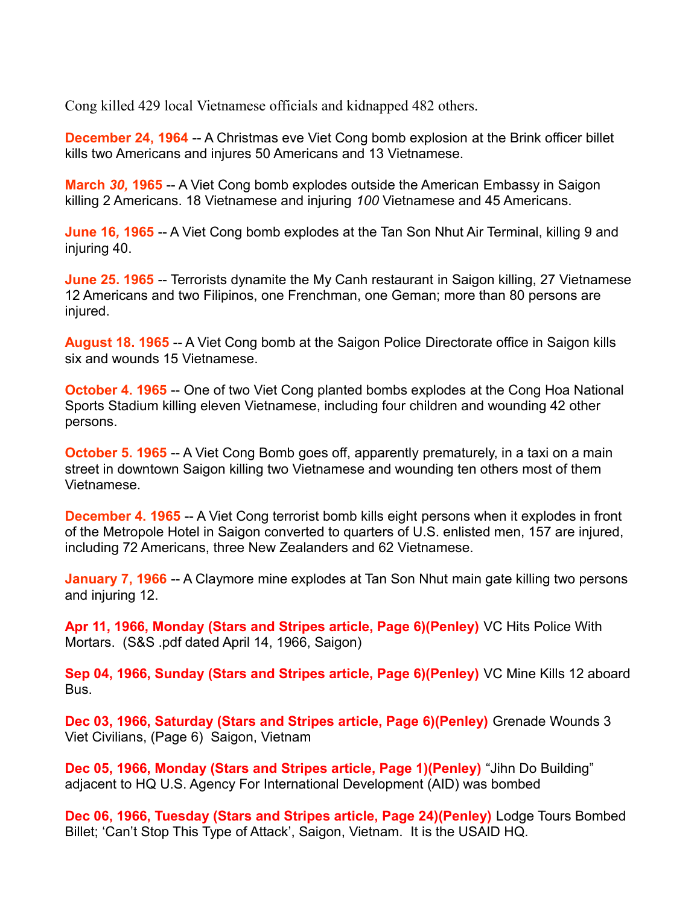Cong killed 429 local Vietnamese officials and kidnapped 482 others.

**December 24, 1964** -- A Christmas eve Viet Cong bomb explosion at the Brink officer billet kills two Americans and injures 50 Americans and 13 Vietnamese.

**March *30,* 1965** -- A Viet Cong bomb explodes outside the American Embassy in Saigon killing 2 Americans. 18 Vietnamese and injuring *100* Vietnamese and 45 Americans.

**June 16, 1965** -- A Viet Cong bomb explodes at the Tan Son Nhut Air Terminal, killing 9 and injuring 40.

**June 25. 1965** -- Terrorists dynamite the My Canh restaurant in Saigon killing, 27 Vietnamese 12 Americans and two Filipinos, one Frenchman, one Geman; more than 80 persons are injured.

**August 18. 1965** -- A Viet Cong bomb at the Saigon Police Directorate office in Saigon kills six and wounds 15 Vietnamese.

**October 4. 1965** -- One of two Viet Cong planted bombs explodes at the Cong Hoa National Sports Stadium killing eleven Vietnamese, including four children and wounding 42 other persons.

**October 5. 1965** -- A Viet Cong Bomb goes off, apparently prematurely, in a taxi on a main street in downtown Saigon killing two Vietnamese and wounding ten others most of them Vietnamese.

**December 4. 1965** -- A Viet Cong terrorist bomb kills eight persons when it explodes in front of the Metropole Hotel in Saigon converted to quarters of U.S. enlisted men, 157 are injured, including 72 Americans, three New Zealanders and 62 Vietnamese.

**January 7, 1966** -- A Claymore mine explodes at Tan Son Nhut main gate killing two persons and injuring 12.

**Apr 11, 1966, Monday (Stars and Stripes article, Page 6)(Penley)** VC Hits Police With Mortars. (S&S .pdf dated April 14, 1966, Saigon)

**Sep 04, 1966, Sunday (Stars and Stripes article, Page 6)(Penley)** VC Mine Kills 12 aboard Bus.

**Dec 03, 1966, Saturday (Stars and Stripes article, Page 6)(Penley)** Grenade Wounds 3 Viet Civilians, (Page 6) Saigon, Vietnam

**Dec 05, 1966, Monday (Stars and Stripes article, Page 1)(Penley)** "Jihn Do Building" adjacent to HQ U.S. Agency For International Development (AID) was bombed

**Dec 06, 1966, Tuesday (Stars and Stripes article, Page 24)(Penley)** Lodge Tours Bombed Billet; 'Can't Stop This Type of Attack', Saigon, Vietnam. It is the USAID HQ.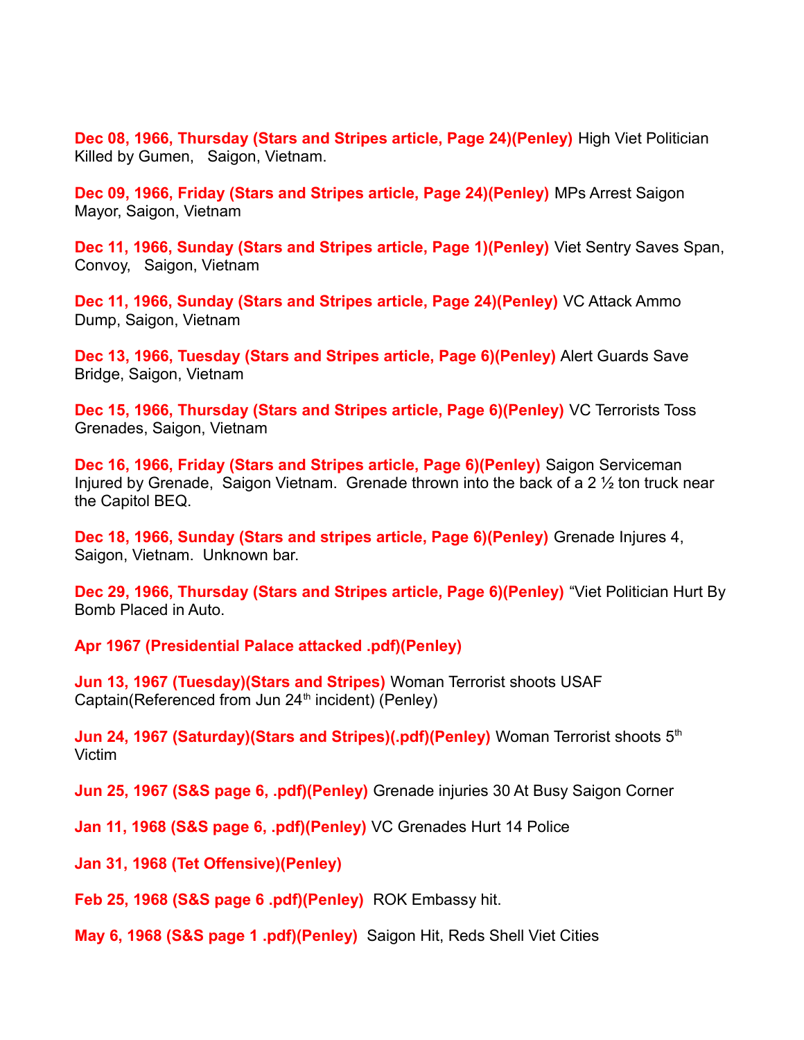**Dec 08, 1966, Thursday (Stars and Stripes article, Page 24)(Penley)** High Viet Politician Killed by Gumen, Saigon, Vietnam.

**Dec 09, 1966, Friday (Stars and Stripes article, Page 24)(Penley)** MPs Arrest Saigon Mayor, Saigon, Vietnam

**Dec 11, 1966, Sunday (Stars and Stripes article, Page 1)(Penley)** Viet Sentry Saves Span, Convoy, Saigon, Vietnam

**Dec 11, 1966, Sunday (Stars and Stripes article, Page 24)(Penley)** VC Attack Ammo Dump, Saigon, Vietnam

**Dec 13, 1966, Tuesday (Stars and Stripes article, Page 6)(Penley)** Alert Guards Save Bridge, Saigon, Vietnam

**Dec 15, 1966, Thursday (Stars and Stripes article, Page 6)(Penley)** VC Terrorists Toss Grenades, Saigon, Vietnam

**Dec 16, 1966, Friday (Stars and Stripes article, Page 6)(Penley)** Saigon Serviceman Injured by Grenade, Saigon Vietnam. Grenade thrown into the back of a 2 ½ ton truck near the Capitol BEQ.

**Dec 18, 1966, Sunday (Stars and stripes article, Page 6)(Penley)** Grenade Injures 4, Saigon, Vietnam. Unknown bar.

**Dec 29, 1966, Thursday (Stars and Stripes article, Page 6)(Penley)** "Viet Politician Hurt By Bomb Placed in Auto.

**Apr 1967 (Presidential Palace attacked .pdf)(Penley)**

**Jun 13, 1967 (Tuesday)(Stars and Stripes)** Woman Terrorist shoots USAF Captain(Referenced from Jun 24th incident) (Penley)

**Jun 24, 1967 (Saturday)(Stars and Stripes)(.pdf)(Penley)** Woman Terrorist shoots 5th Victim

**Jun 25, 1967 (S&S page 6, .pdf)(Penley)** Grenade injuries 30 At Busy Saigon Corner

**Jan 11, 1968 (S&S page 6, .pdf)(Penley)** VC Grenades Hurt 14 Police

**Jan 31, 1968 (Tet Offensive)(Penley)**

**Feb 25, 1968 (S&S page 6 .pdf)(Penley)** ROK Embassy hit.

**May 6, 1968 (S&S page 1 .pdf)(Penley)** Saigon Hit, Reds Shell Viet Cities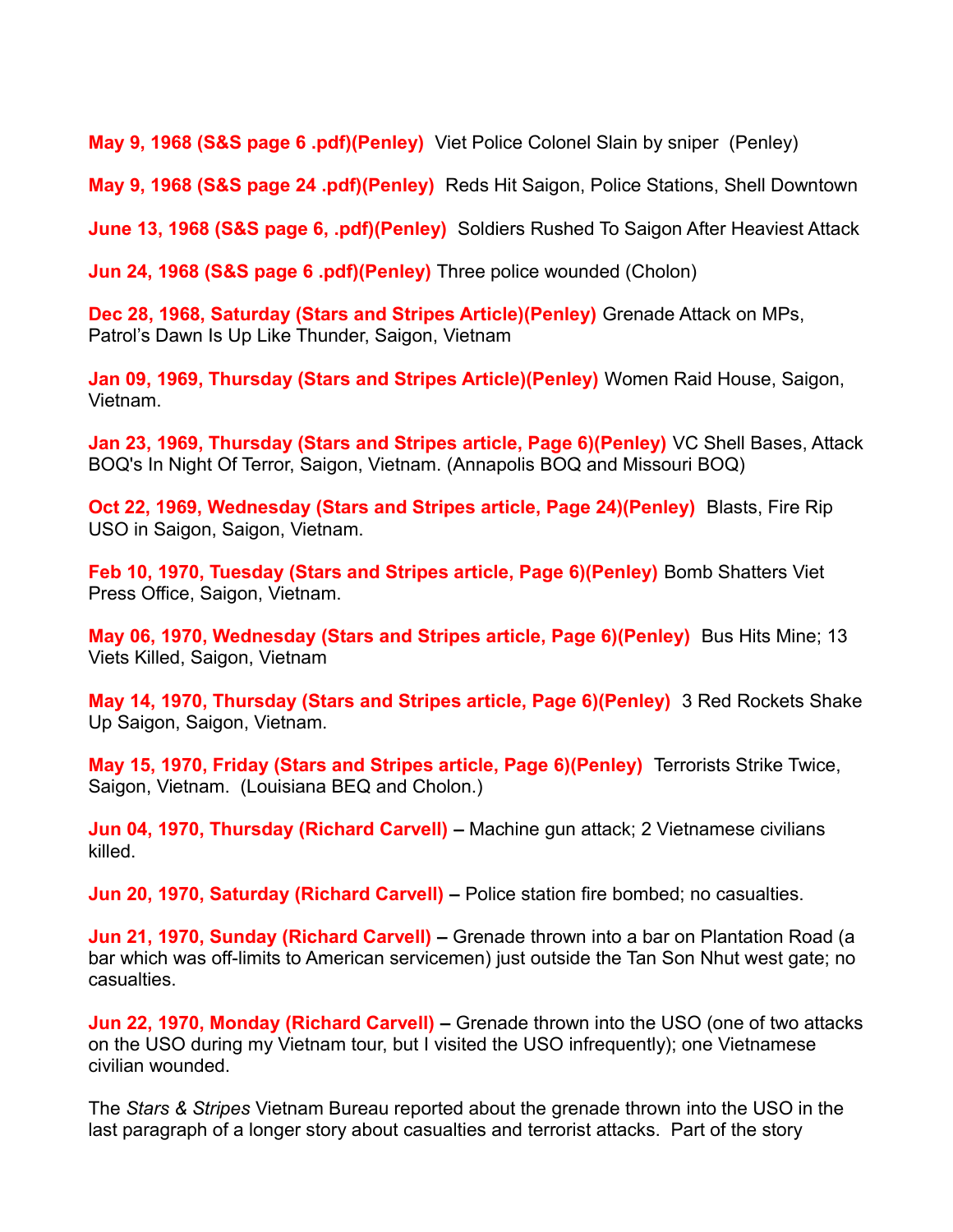**May 9, 1968 (S&S page 6 .pdf)(Penley)** Viet Police Colonel Slain by sniper (Penley)

**May 9, 1968 (S&S page 24 .pdf)(Penley)** Reds Hit Saigon, Police Stations, Shell Downtown

**June 13, 1968 (S&S page 6, .pdf)(Penley)** Soldiers Rushed To Saigon After Heaviest Attack

**Jun 24, 1968 (S&S page 6 .pdf)(Penley)** Three police wounded (Cholon)

**Dec 28, 1968, Saturday (Stars and Stripes Article)(Penley)** Grenade Attack on MPs, Patrol's Dawn Is Up Like Thunder, Saigon, Vietnam

**Jan 09, 1969, Thursday (Stars and Stripes Article)(Penley)** Women Raid House, Saigon, Vietnam.

**Jan 23, 1969, Thursday (Stars and Stripes article, Page 6)(Penley)** VC Shell Bases, Attack BOQ's In Night Of Terror, Saigon, Vietnam. (Annapolis BOQ and Missouri BOQ)

**Oct 22, 1969, Wednesday (Stars and Stripes article, Page 24)(Penley)** Blasts, Fire Rip USO in Saigon, Saigon, Vietnam.

**Feb 10, 1970, Tuesday (Stars and Stripes article, Page 6)(Penley)** Bomb Shatters Viet Press Office, Saigon, Vietnam.

**May 06, 1970, Wednesday (Stars and Stripes article, Page 6)(Penley)** Bus Hits Mine; 13 Viets Killed, Saigon, Vietnam

**May 14, 1970, Thursday (Stars and Stripes article, Page 6)(Penley)** 3 Red Rockets Shake Up Saigon, Saigon, Vietnam.

**May 15, 1970, Friday (Stars and Stripes article, Page 6)(Penley)** Terrorists Strike Twice, Saigon, Vietnam. (Louisiana BEQ and Cholon.)

**Jun 04, 1970, Thursday (Richard Carvell) –** Machine gun attack; 2 Vietnamese civilians killed.

**Jun 20, 1970, Saturday (Richard Carvell) –** Police station fire bombed; no casualties.

**Jun 21, 1970, Sunday (Richard Carvell) –** Grenade thrown into a bar on Plantation Road (a bar which was off-limits to American servicemen) just outside the Tan Son Nhut west gate; no casualties.

**Jun 22, 1970, Monday (Richard Carvell) –** Grenade thrown into the USO (one of two attacks on the USO during my Vietnam tour, but I visited the USO infrequently); one Vietnamese civilian wounded.

The *Stars & Stripes* Vietnam Bureau reported about the grenade thrown into the USO in the last paragraph of a longer story about casualties and terrorist attacks. Part of the story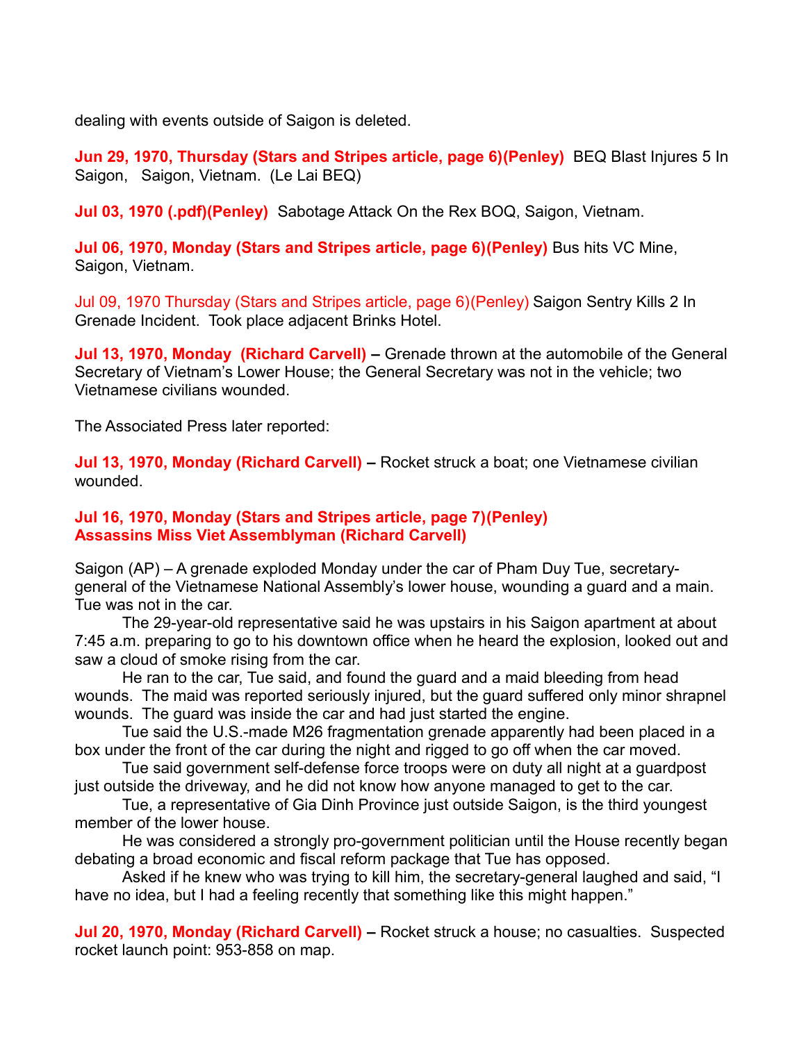dealing with events outside of Saigon is deleted.

**Jun 29, 1970, Thursday (Stars and Stripes article, page 6)(Penley)** BEQ Blast Injures 5 In Saigon, Saigon, Vietnam. (Le Lai BEQ)

**Jul 03, 1970 (.pdf)(Penley)** Sabotage Attack On the Rex BOQ, Saigon, Vietnam.

**Jul 06, 1970, Monday (Stars and Stripes article, page 6)(Penley)** Bus hits VC Mine, Saigon, Vietnam.

Jul 09, 1970 Thursday (Stars and Stripes article, page 6)(Penley) Saigon Sentry Kills 2 In Grenade Incident. Took place adjacent Brinks Hotel.

**Jul 13, 1970, Monday (Richard Carvell) –** Grenade thrown at the automobile of the General Secretary of Vietnam's Lower House; the General Secretary was not in the vehicle; two Vietnamese civilians wounded.

The Associated Press later reported:

**Jul 13, 1970, Monday (Richard Carvell) –** Rocket struck a boat; one Vietnamese civilian wounded.

**Jul 16, 1970, Monday (Stars and Stripes article, page 7)(Penley)**
**Assassins Miss Viet Assemblyman (Richard Carvell)**

Saigon (AP) – A grenade exploded Monday under the car of Pham Duy Tue, secretary-general of the Vietnamese National Assembly's lower house, wounding a guard and a main. Tue was not in the car.

The 29-year-old representative said he was upstairs in his Saigon apartment at about 7:45 a.m. preparing to go to his downtown office when he heard the explosion, looked out and saw a cloud of smoke rising from the car.

He ran to the car, Tue said, and found the guard and a maid bleeding from head wounds. The maid was reported seriously injured, but the guard suffered only minor shrapnel wounds. The guard was inside the car and had just started the engine.

Tue said the U.S.-made M26 fragmentation grenade apparently had been placed in a box under the front of the car during the night and rigged to go off when the car moved.

Tue said government self-defense force troops were on duty all night at a guardpost just outside the driveway, and he did not know how anyone managed to get to the car.

Tue, a representative of Gia Dinh Province just outside Saigon, is the third youngest member of the lower house.

He was considered a strongly pro-government politician until the House recently began debating a broad economic and fiscal reform package that Tue has opposed.

Asked if he knew who was trying to kill him, the secretary-general laughed and said, "I have no idea, but I had a feeling recently that something like this might happen."

**Jul 20, 1970, Monday (Richard Carvell) –** Rocket struck a house; no casualties. Suspected rocket launch point: 953-858 on map.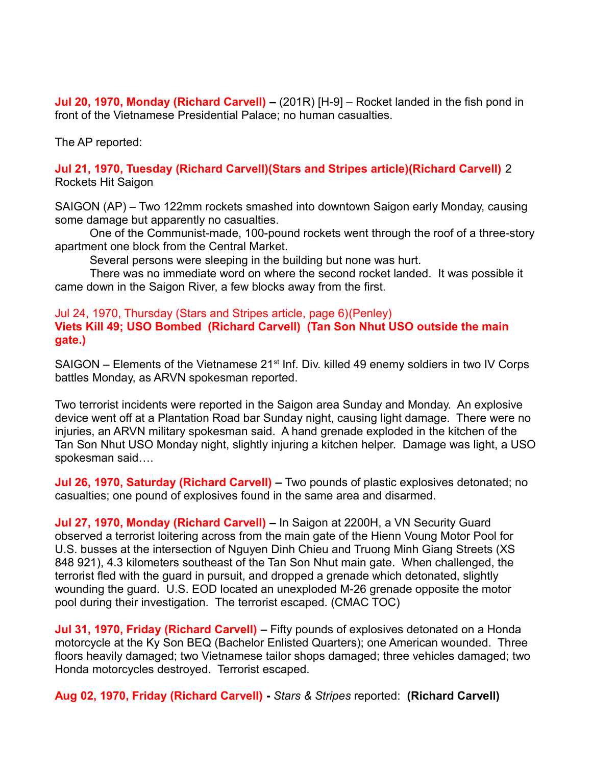**Jul 20, 1970, Monday (Richard Carvell) –** (201R) [H-9] – Rocket landed in the fish pond in front of the Vietnamese Presidential Palace; no human casualties.

The AP reported:

**Jul 21, 1970, Tuesday (Richard Carvell)(Stars and Stripes article)(Richard Carvell)** 2 Rockets Hit Saigon

SAIGON (AP) – Two 122mm rockets smashed into downtown Saigon early Monday, causing some damage but apparently no casualties.

One of the Communist-made, 100-pound rockets went through the roof of a three-story apartment one block from the Central Market.

Several persons were sleeping in the building but none was hurt.

There was no immediate word on where the second rocket landed. It was possible it came down in the Saigon River, a few blocks away from the first.

Jul 24, 1970, Thursday (Stars and Stripes article, page 6)(Penley)
**Viets Kill 49; USO Bombed (Richard Carvell) (Tan Son Nhut USO outside the main gate.)**

SAIGON – Elements of the Vietnamese 21st Inf. Div. killed 49 enemy soldiers in two IV Corps battles Monday, as ARVN spokesman reported.

Two terrorist incidents were reported in the Saigon area Sunday and Monday. An explosive device went off at a Plantation Road bar Sunday night, causing light damage. There were no injuries, an ARVN military spokesman said. A hand grenade exploded in the kitchen of the Tan Son Nhut USO Monday night, slightly injuring a kitchen helper. Damage was light, a USO spokesman said….

**Jul 26, 1970, Saturday (Richard Carvell) –** Two pounds of plastic explosives detonated; no casualties; one pound of explosives found in the same area and disarmed.

**Jul 27, 1970, Monday (Richard Carvell) –** In Saigon at 2200H, a VN Security Guard observed a terrorist loitering across from the main gate of the Hienn Voung Motor Pool for U.S. busses at the intersection of Nguyen Dinh Chieu and Truong Minh Giang Streets (XS 848 921), 4.3 kilometers southeast of the Tan Son Nhut main gate. When challenged, the terrorist fled with the guard in pursuit, and dropped a grenade which detonated, slightly wounding the guard. U.S. EOD located an unexploded M-26 grenade opposite the motor pool during their investigation. The terrorist escaped. (CMAC TOC)

**Jul 31, 1970, Friday (Richard Carvell) –** Fifty pounds of explosives detonated on a Honda motorcycle at the Ky Son BEQ (Bachelor Enlisted Quarters); one American wounded. Three floors heavily damaged; two Vietnamese tailor shops damaged; three vehicles damaged; two Honda motorcycles destroyed. Terrorist escaped.

**Aug 02, 1970, Friday (Richard Carvell) -** *Stars & Stripes* reported: **(Richard Carvell)**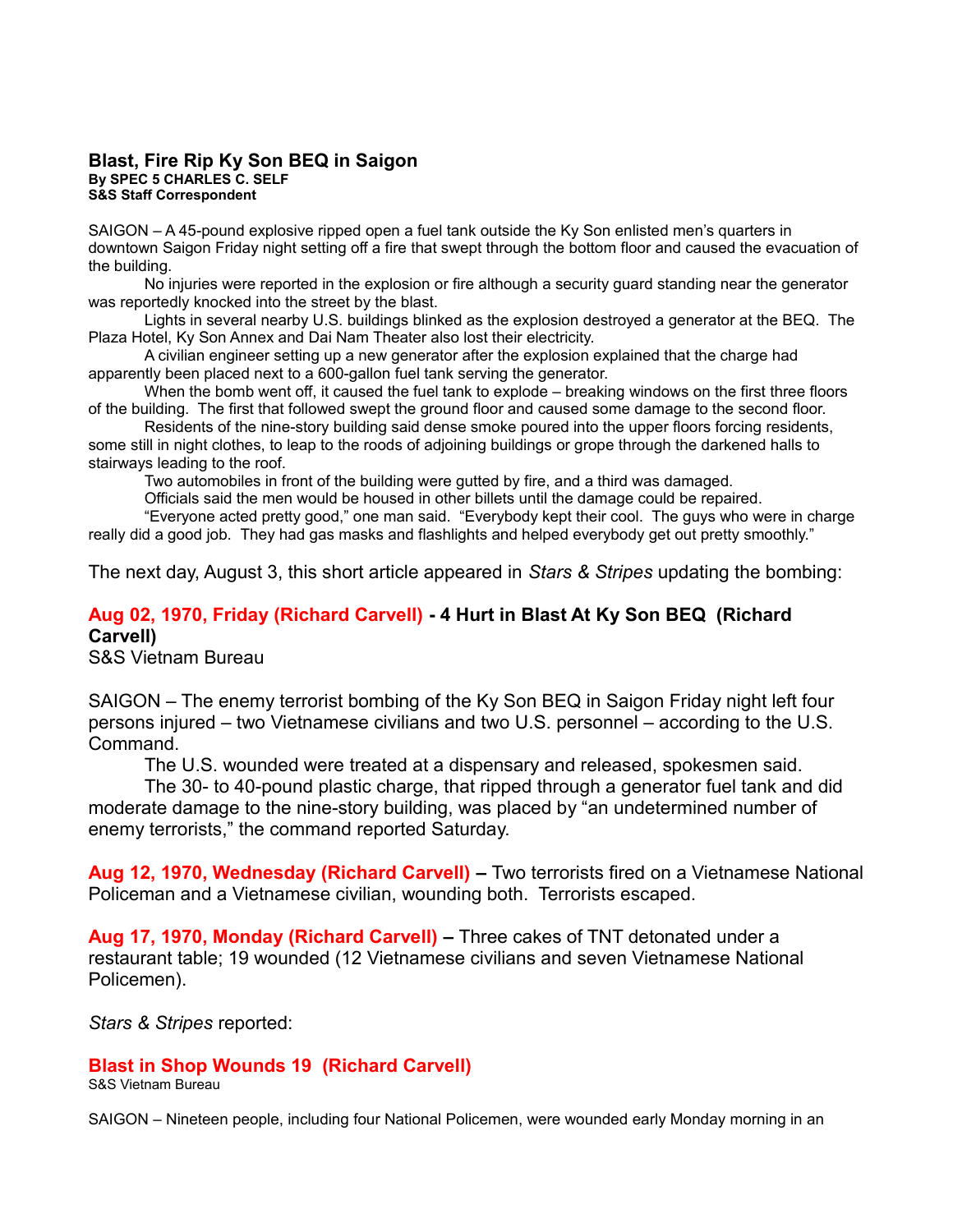### Blast, Fire Rip Ky Son BEQ in Saigon

**By SPEC 5 CHARLES C. SELF**
**S&S Staff Correspondent**

SAIGON – A 45-pound explosive ripped open a fuel tank outside the Ky Son enlisted men's quarters in downtown Saigon Friday night setting off a fire that swept through the bottom floor and caused the evacuation of the building.

No injuries were reported in the explosion or fire although a security guard standing near the generator was reportedly knocked into the street by the blast.

Lights in several nearby U.S. buildings blinked as the explosion destroyed a generator at the BEQ. The Plaza Hotel, Ky Son Annex and Dai Nam Theater also lost their electricity.

A civilian engineer setting up a new generator after the explosion explained that the charge had apparently been placed next to a 600-gallon fuel tank serving the generator.

When the bomb went off, it caused the fuel tank to explode – breaking windows on the first three floors of the building. The first that followed swept the ground floor and caused some damage to the second floor.

Residents of the nine-story building said dense smoke poured into the upper floors forcing residents, some still in night clothes, to leap to the roods of adjoining buildings or grope through the darkened halls to stairways leading to the roof.

Two automobiles in front of the building were gutted by fire, and a third was damaged.

Officials said the men would be housed in other billets until the damage could be repaired.

"Everyone acted pretty good," one man said. "Everybody kept their cool. The guys who were in charge really did a good job. They had gas masks and flashlights and helped everybody get out pretty smoothly."

The next day, August 3, this short article appeared in *Stars & Stripes* updating the bombing:

**Aug 02, 1970, Friday (Richard Carvell) - 4 Hurt in Blast At Ky Son BEQ (Richard Carvell)**
S&S Vietnam Bureau

SAIGON – The enemy terrorist bombing of the Ky Son BEQ in Saigon Friday night left four persons injured – two Vietnamese civilians and two U.S. personnel – according to the U.S. Command.

The U.S. wounded were treated at a dispensary and released, spokesmen said.

The 30- to 40-pound plastic charge, that ripped through a generator fuel tank and did moderate damage to the nine-story building, was placed by "an undetermined number of enemy terrorists," the command reported Saturday.

**Aug 12, 1970, Wednesday (Richard Carvell) –** Two terrorists fired on a Vietnamese National Policeman and a Vietnamese civilian, wounding both. Terrorists escaped.

**Aug 17, 1970, Monday (Richard Carvell) –** Three cakes of TNT detonated under a restaurant table; 19 wounded (12 Vietnamese civilians and seven Vietnamese National Policemen).

*Stars & Stripes* reported:

**Blast in Shop Wounds 19 (Richard Carvell)**
S&S Vietnam Bureau

SAIGON – Nineteen people, including four National Policemen, were wounded early Monday morning in an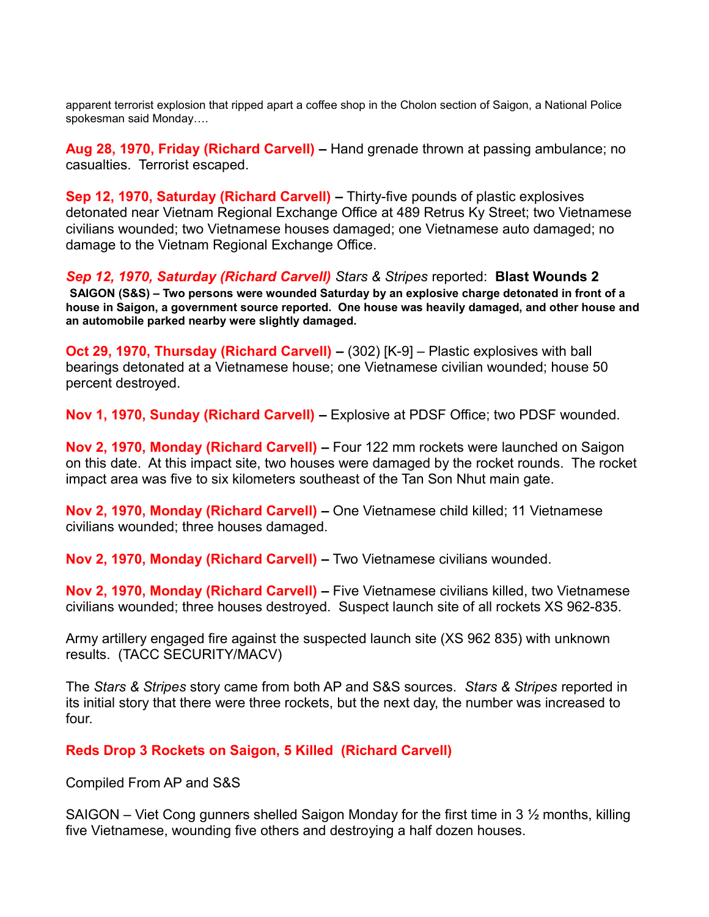apparent terrorist explosion that ripped apart a coffee shop in the Cholon section of Saigon, a National Police spokesman said Monday….

**Aug 28, 1970, Friday (Richard Carvell) –** Hand grenade thrown at passing ambulance; no casualties. Terrorist escaped.

**Sep 12, 1970, Saturday (Richard Carvell) –** Thirty-five pounds of plastic explosives detonated near Vietnam Regional Exchange Office at 489 Retrus Ky Street; two Vietnamese civilians wounded; two Vietnamese houses damaged; one Vietnamese auto damaged; no damage to the Vietnam Regional Exchange Office.

***Sep 12, 1970, Saturday (Richard Carvell)*** *Stars & Stripes* reported: **Blast Wounds 2**

**SAIGON (S&S) – Two persons were wounded Saturday by an explosive charge detonated in front of a house in Saigon, a government source reported. One house was heavily damaged, and other house and an automobile parked nearby were slightly damaged.**

**Oct 29, 1970, Thursday (Richard Carvell) –** (302) [K-9] – Plastic explosives with ball bearings detonated at a Vietnamese house; one Vietnamese civilian wounded; house 50 percent destroyed.

**Nov 1, 1970, Sunday (Richard Carvell) –** Explosive at PDSF Office; two PDSF wounded.

**Nov 2, 1970, Monday (Richard Carvell) –** Four 122 mm rockets were launched on Saigon on this date. At this impact site, two houses were damaged by the rocket rounds. The rocket impact area was five to six kilometers southeast of the Tan Son Nhut main gate.

**Nov 2, 1970, Monday (Richard Carvell) –** One Vietnamese child killed; 11 Vietnamese civilians wounded; three houses damaged.

**Nov 2, 1970, Monday (Richard Carvell) –** Two Vietnamese civilians wounded.

**Nov 2, 1970, Monday (Richard Carvell) –** Five Vietnamese civilians killed, two Vietnamese civilians wounded; three houses destroyed. Suspect launch site of all rockets XS 962-835.

Army artillery engaged fire against the suspected launch site (XS 962 835) with unknown results. (TACC SECURITY/MACV)

The *Stars & Stripes* story came from both AP and S&S sources. *Stars & Stripes* reported in its initial story that there were three rockets, but the next day, the number was increased to four.

**Reds Drop 3 Rockets on Saigon, 5 Killed (Richard Carvell)**

Compiled From AP and S&S

SAIGON – Viet Cong gunners shelled Saigon Monday for the first time in 3 ½ months, killing five Vietnamese, wounding five others and destroying a half dozen houses.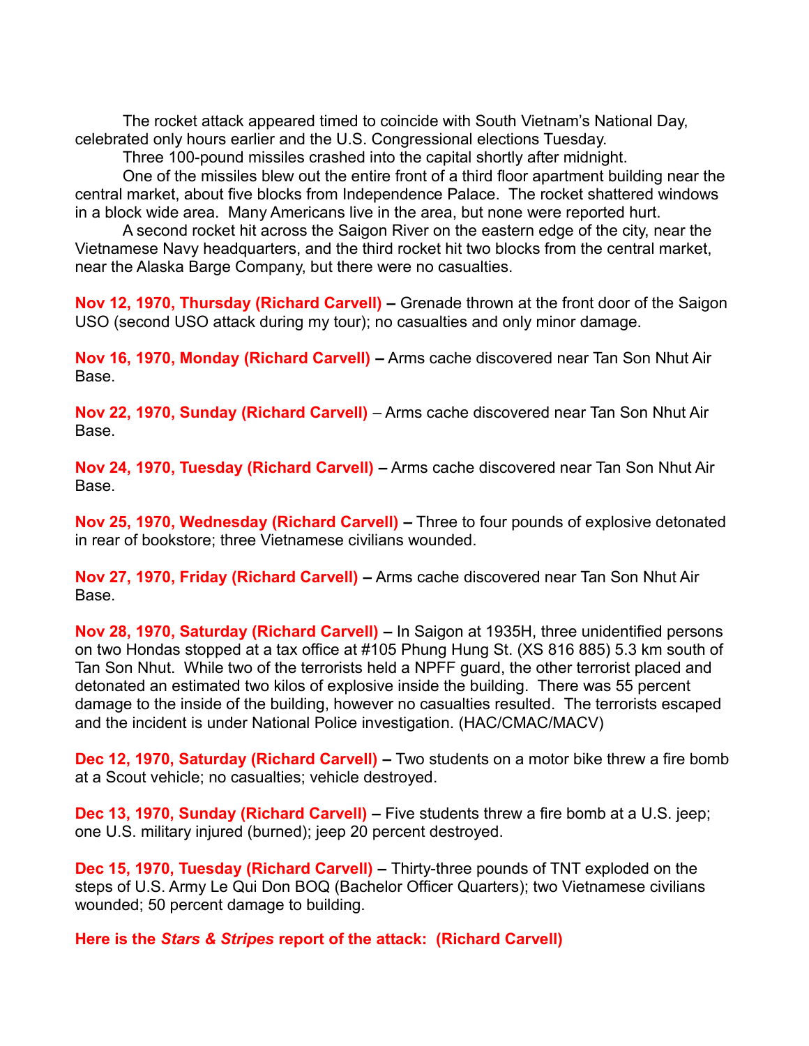The rocket attack appeared timed to coincide with South Vietnam's National Day, celebrated only hours earlier and the U.S. Congressional elections Tuesday.

Three 100-pound missiles crashed into the capital shortly after midnight.

One of the missiles blew out the entire front of a third floor apartment building near the central market, about five blocks from Independence Palace. The rocket shattered windows in a block wide area. Many Americans live in the area, but none were reported hurt.

A second rocket hit across the Saigon River on the eastern edge of the city, near the Vietnamese Navy headquarters, and the third rocket hit two blocks from the central market, near the Alaska Barge Company, but there were no casualties.

**Nov 12, 1970, Thursday (Richard Carvell) –** Grenade thrown at the front door of the Saigon USO (second USO attack during my tour); no casualties and only minor damage.

**Nov 16, 1970, Monday (Richard Carvell) –** Arms cache discovered near Tan Son Nhut Air Base.

**Nov 22, 1970, Sunday (Richard Carvell)** – Arms cache discovered near Tan Son Nhut Air Base.

**Nov 24, 1970, Tuesday (Richard Carvell) –** Arms cache discovered near Tan Son Nhut Air Base.

**Nov 25, 1970, Wednesday (Richard Carvell) –** Three to four pounds of explosive detonated in rear of bookstore; three Vietnamese civilians wounded.

**Nov 27, 1970, Friday (Richard Carvell) –** Arms cache discovered near Tan Son Nhut Air Base.

**Nov 28, 1970, Saturday (Richard Carvell) –** In Saigon at 1935H, three unidentified persons on two Hondas stopped at a tax office at #105 Phung Hung St. (XS 816 885) 5.3 km south of Tan Son Nhut. While two of the terrorists held a NPFF guard, the other terrorist placed and detonated an estimated two kilos of explosive inside the building. There was 55 percent damage to the inside of the building, however no casualties resulted. The terrorists escaped and the incident is under National Police investigation. (HAC/CMAC/MACV)

**Dec 12, 1970, Saturday (Richard Carvell) –** Two students on a motor bike threw a fire bomb at a Scout vehicle; no casualties; vehicle destroyed.

**Dec 13, 1970, Sunday (Richard Carvell) –** Five students threw a fire bomb at a U.S. jeep; one U.S. military injured (burned); jeep 20 percent destroyed.

**Dec 15, 1970, Tuesday (Richard Carvell) –** Thirty-three pounds of TNT exploded on the steps of U.S. Army Le Qui Don BOQ (Bachelor Officer Quarters); two Vietnamese civilians wounded; 50 percent damage to building.

**Here is the *Stars & Stripes* report of the attack: (Richard Carvell)**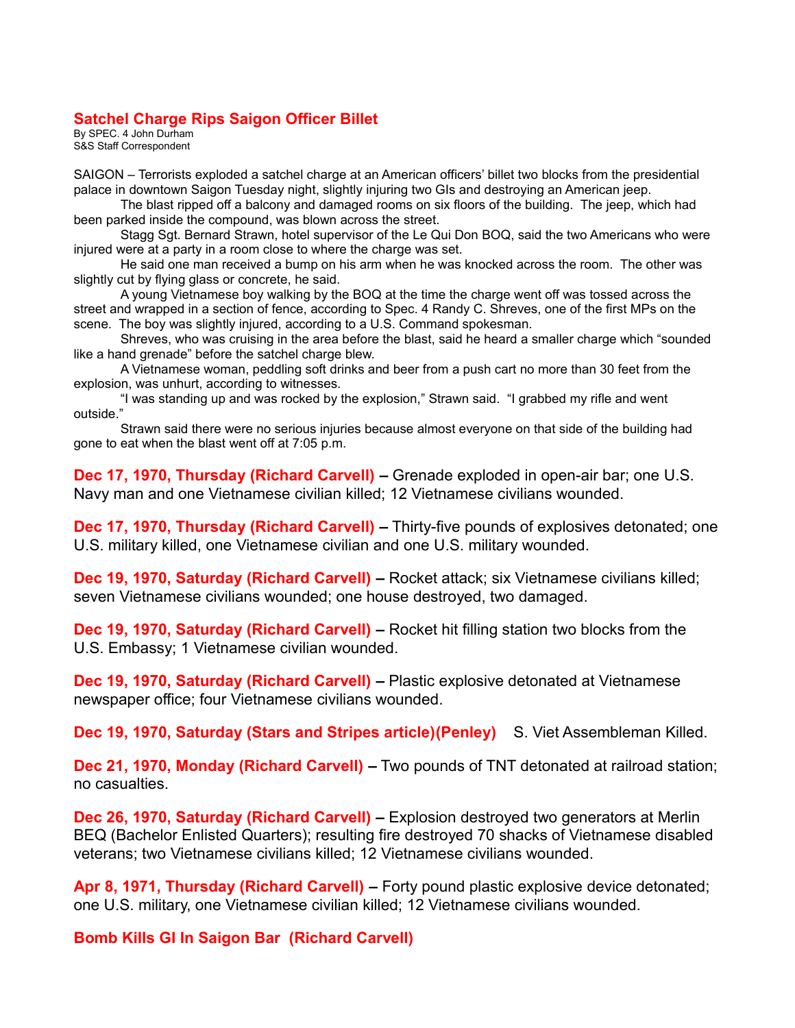## Satchel Charge Rips Saigon Officer Billet

By SPEC. 4 John Durham
S&S Staff Correspondent

SAIGON – Terrorists exploded a satchel charge at an American officers' billet two blocks from the presidential palace in downtown Saigon Tuesday night, slightly injuring two GIs and destroying an American jeep.

The blast ripped off a balcony and damaged rooms on six floors of the building. The jeep, which had been parked inside the compound, was blown across the street.

Stagg Sgt. Bernard Strawn, hotel supervisor of the Le Qui Don BOQ, said the two Americans who were injured were at a party in a room close to where the charge was set.

He said one man received a bump on his arm when he was knocked across the room. The other was slightly cut by flying glass or concrete, he said.

A young Vietnamese boy walking by the BOQ at the time the charge went off was tossed across the street and wrapped in a section of fence, according to Spec. 4 Randy C. Shreves, one of the first MPs on the scene. The boy was slightly injured, according to a U.S. Command spokesman.

Shreves, who was cruising in the area before the blast, said he heard a smaller charge which "sounded like a hand grenade" before the satchel charge blew.

A Vietnamese woman, peddling soft drinks and beer from a push cart no more than 30 feet from the explosion, was unhurt, according to witnesses.

"I was standing up and was rocked by the explosion," Strawn said. "I grabbed my rifle and went outside."

Strawn said there were no serious injuries because almost everyone on that side of the building had gone to eat when the blast went off at 7:05 p.m.

**Dec 17, 1970, Thursday (Richard Carvell) –** Grenade exploded in open-air bar; one U.S. Navy man and one Vietnamese civilian killed; 12 Vietnamese civilians wounded.

**Dec 17, 1970, Thursday (Richard Carvell) –** Thirty-five pounds of explosives detonated; one U.S. military killed, one Vietnamese civilian and one U.S. military wounded.

**Dec 19, 1970, Saturday (Richard Carvell) –** Rocket attack; six Vietnamese civilians killed; seven Vietnamese civilians wounded; one house destroyed, two damaged.

**Dec 19, 1970, Saturday (Richard Carvell) –** Rocket hit filling station two blocks from the U.S. Embassy; 1 Vietnamese civilian wounded.

**Dec 19, 1970, Saturday (Richard Carvell) –** Plastic explosive detonated at Vietnamese newspaper office; four Vietnamese civilians wounded.

**Dec 19, 1970, Saturday (Stars and Stripes article)(Penley)** S. Viet Assembleman Killed.

**Dec 21, 1970, Monday (Richard Carvell) –** Two pounds of TNT detonated at railroad station; no casualties.

**Dec 26, 1970, Saturday (Richard Carvell) –** Explosion destroyed two generators at Merlin BEQ (Bachelor Enlisted Quarters); resulting fire destroyed 70 shacks of Vietnamese disabled veterans; two Vietnamese civilians killed; 12 Vietnamese civilians wounded.

**Apr 8, 1971, Thursday (Richard Carvell) –** Forty pound plastic explosive device detonated; one U.S. military, one Vietnamese civilian killed; 12 Vietnamese civilians wounded.

## Bomb Kills GI In Saigon Bar (Richard Carvell)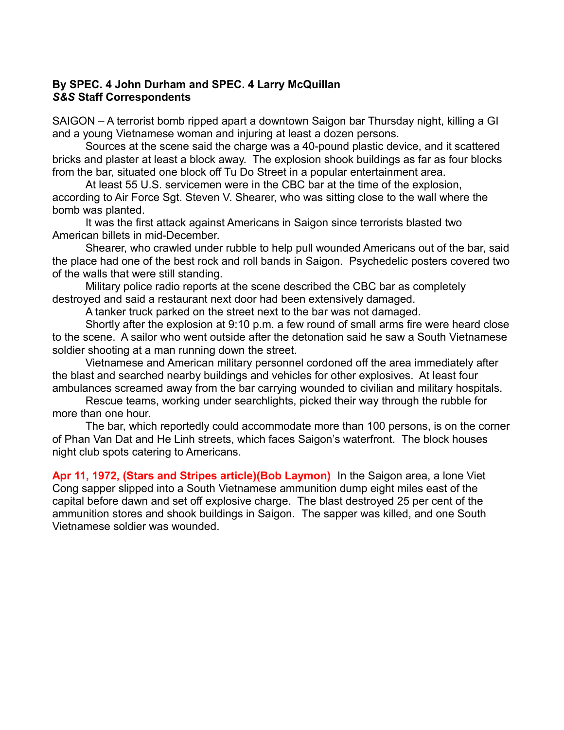**By SPEC. 4 John Durham and SPEC. 4 Larry McQuillan**
***S&S* Staff Correspondents**

SAIGON – A terrorist bomb ripped apart a downtown Saigon bar Thursday night, killing a GI and a young Vietnamese woman and injuring at least a dozen persons.

Sources at the scene said the charge was a 40-pound plastic device, and it scattered bricks and plaster at least a block away. The explosion shook buildings as far as four blocks from the bar, situated one block off Tu Do Street in a popular entertainment area.

At least 55 U.S. servicemen were in the CBC bar at the time of the explosion, according to Air Force Sgt. Steven V. Shearer, who was sitting close to the wall where the bomb was planted.

It was the first attack against Americans in Saigon since terrorists blasted two American billets in mid-December.

Shearer, who crawled under rubble to help pull wounded Americans out of the bar, said the place had one of the best rock and roll bands in Saigon. Psychedelic posters covered two of the walls that were still standing.

Military police radio reports at the scene described the CBC bar as completely destroyed and said a restaurant next door had been extensively damaged.

A tanker truck parked on the street next to the bar was not damaged.

Shortly after the explosion at 9:10 p.m. a few round of small arms fire were heard close to the scene. A sailor who went outside after the detonation said he saw a South Vietnamese soldier shooting at a man running down the street.

Vietnamese and American military personnel cordoned off the area immediately after the blast and searched nearby buildings and vehicles for other explosives. At least four ambulances screamed away from the bar carrying wounded to civilian and military hospitals.

Rescue teams, working under searchlights, picked their way through the rubble for more than one hour.

The bar, which reportedly could accommodate more than 100 persons, is on the corner of Phan Van Dat and He Linh streets, which faces Saigon's waterfront. The block houses night club spots catering to Americans.

**Apr 11, 1972, (Stars and Stripes article)(Bob Laymon)** In the Saigon area, a lone Viet Cong sapper slipped into a South Vietnamese ammunition dump eight miles east of the capital before dawn and set off explosive charge. The blast destroyed 25 per cent of the ammunition stores and shook buildings in Saigon. The sapper was killed, and one South Vietnamese soldier was wounded.